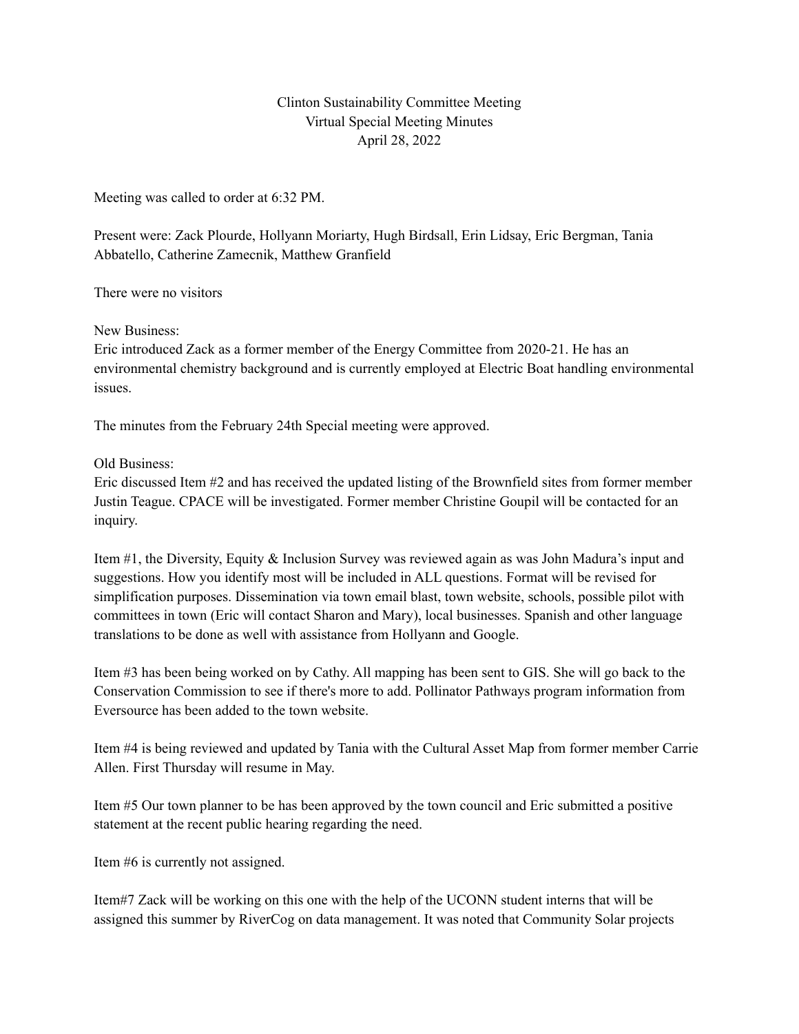# Clinton Sustainability Committee Meeting
## Virtual Special Meeting Minutes
### April 28, 2022

Meeting was called to order at 6:32 PM.

Present were: Zack Plourde, Hollyann Moriarty, Hugh Birdsall, Erin Lidsay, Eric Bergman, Tania Abbatello, Catherine Zamecnik, Matthew Granfield

There were no visitors

New Business:
Eric introduced Zack as a former member of the Energy Committee from 2020-21. He has an environmental chemistry background and is currently employed at Electric Boat handling environmental issues.

The minutes from the February 24th Special meeting were approved.

Old Business:
Eric discussed Item #2 and has received the updated listing of the Brownfield sites from former member Justin Teague. CPACE will be investigated. Former member Christine Goupil will be contacted for an inquiry.

Item #1, the Diversity, Equity & Inclusion Survey was reviewed again as was John Madura's input and suggestions. How you identify most will be included in ALL questions. Format will be revised for simplification purposes. Dissemination via town email blast, town website, schools, possible pilot with committees in town (Eric will contact Sharon and Mary), local businesses. Spanish and other language translations to be done as well with assistance from Hollyann and Google.

Item #3 has been being worked on by Cathy. All mapping has been sent to GIS. She will go back to the Conservation Commission to see if there's more to add. Pollinator Pathways program information from Eversource has been added to the town website.

Item #4 is being reviewed and updated by Tania with the Cultural Asset Map from former member Carrie Allen. First Thursday will resume in May.

Item #5 Our town planner to be has been approved by the town council and Eric submitted a positive statement at the recent public hearing regarding the need.

Item #6 is currently not assigned.

Item#7 Zack will be working on this one with the help of the UCONN student interns that will be assigned this summer by RiverCog on data management. It was noted that Community Solar projects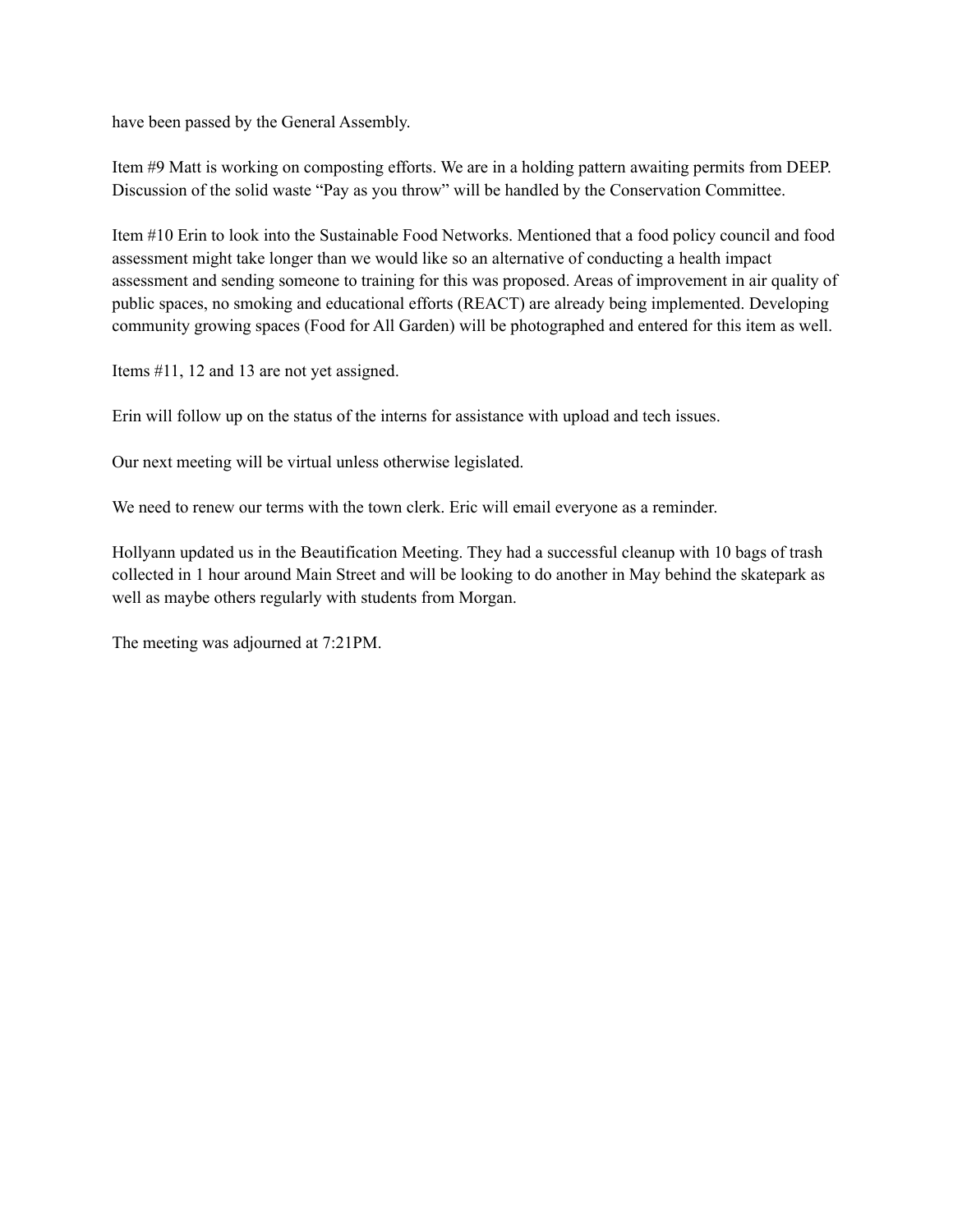have been passed by the General Assembly.

Item #9 Matt is working on composting efforts. We are in a holding pattern awaiting permits from DEEP. Discussion of the solid waste "Pay as you throw" will be handled by the Conservation Committee.

Item #10 Erin to look into the Sustainable Food Networks. Mentioned that a food policy council and food assessment might take longer than we would like so an alternative of conducting a health impact assessment and sending someone to training for this was proposed. Areas of improvement in air quality of public spaces, no smoking and educational efforts (REACT) are already being implemented. Developing community growing spaces (Food for All Garden) will be photographed and entered for this item as well.

Items #11, 12 and 13 are not yet assigned.

Erin will follow up on the status of the interns for assistance with upload and tech issues.

Our next meeting will be virtual unless otherwise legislated.

We need to renew our terms with the town clerk. Eric will email everyone as a reminder.

Hollyann updated us in the Beautification Meeting. They had a successful cleanup with 10 bags of trash collected in 1 hour around Main Street and will be looking to do another in May behind the skatepark as well as maybe others regularly with students from Morgan.

The meeting was adjourned at 7:21PM.